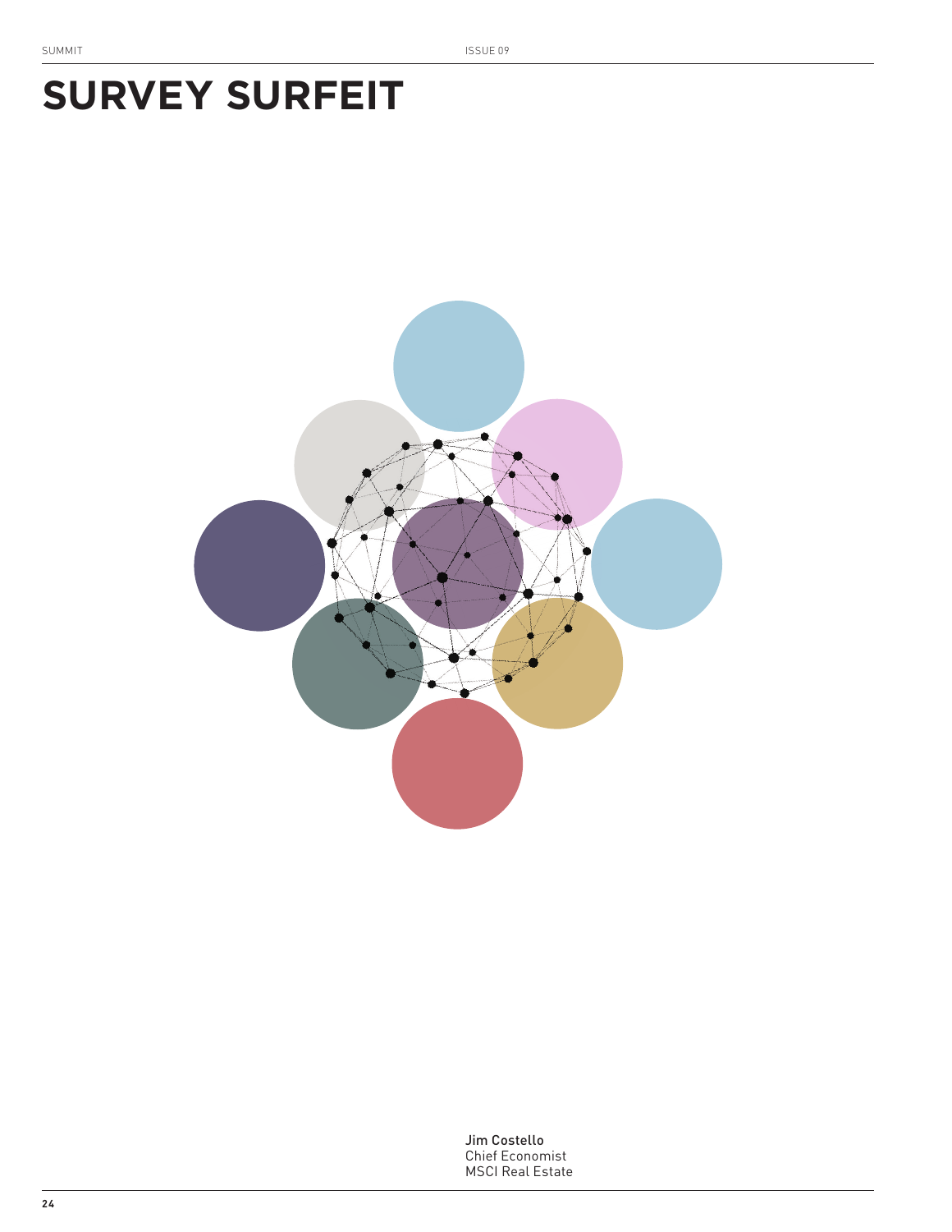# SURVEY SURFEIT

Jim Costello
Chief Economist
MSCI Real Estate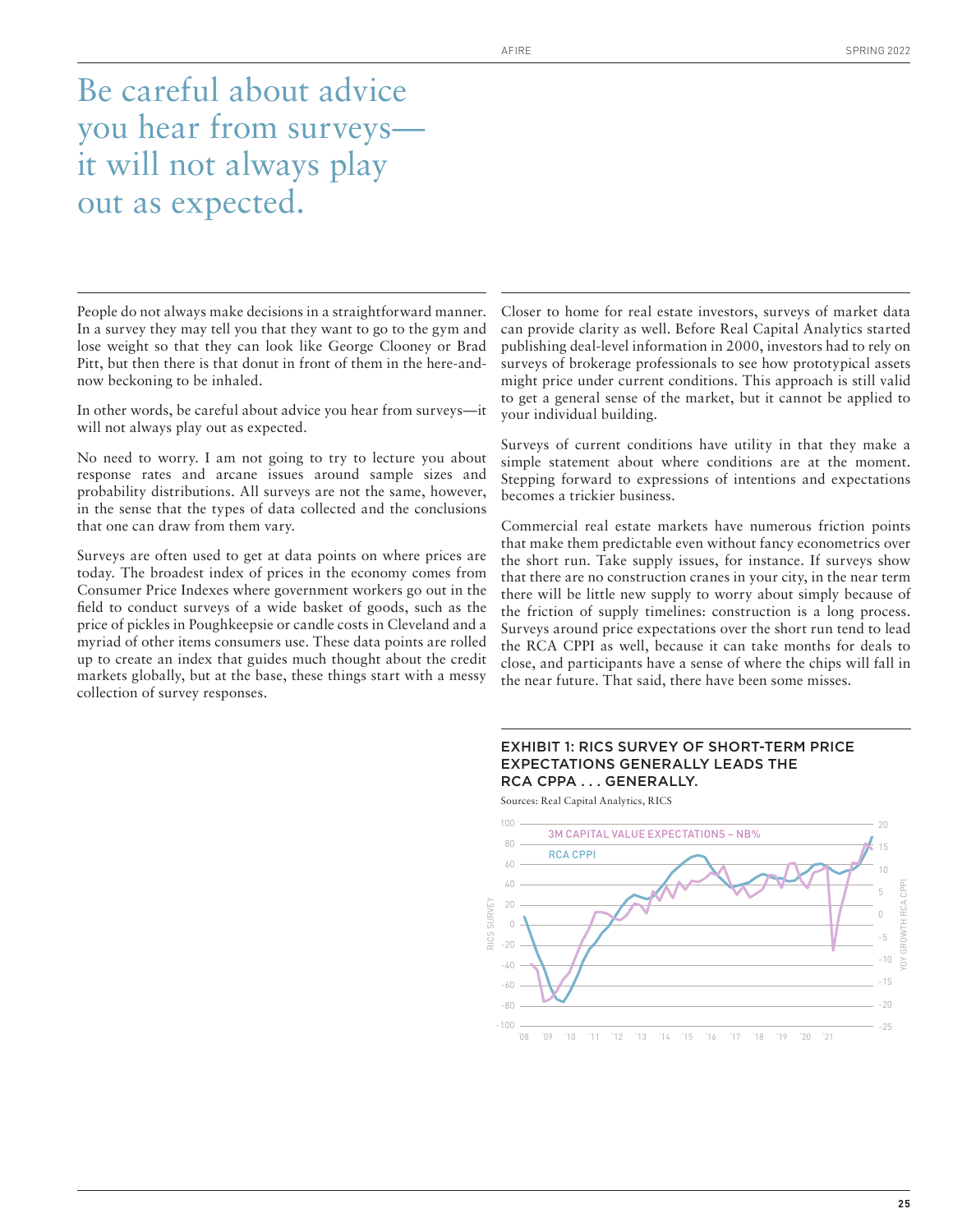# Be careful about advice you hear from surveys—it will not always play out as expected.

People do not always make decisions in a straightforward manner. In a survey they may tell you that they want to go to the gym and lose weight so that they can look like George Clooney or Brad Pitt, but then there is that donut in front of them in the here-and-now beckoning to be inhaled.

In other words, be careful about advice you hear from surveys—it will not always play out as expected.

No need to worry. I am not going to try to lecture you about response rates and arcane issues around sample sizes and probability distributions. All surveys are not the same, however, in the sense that the types of data collected and the conclusions that one can draw from them vary.

Surveys are often used to get at data points on where prices are today. The broadest index of prices in the economy comes from Consumer Price Indexes where government workers go out in the field to conduct surveys of a wide basket of goods, such as the price of pickles in Poughkeepsie or candle costs in Cleveland and a myriad of other items consumers use. These data points are rolled up to create an index that guides much thought about the credit markets globally, but at the base, these things start with a messy collection of survey responses.

Closer to home for real estate investors, surveys of market data can provide clarity as well. Before Real Capital Analytics started publishing deal-level information in 2000, investors had to rely on surveys of brokerage professionals to see how prototypical assets might price under current conditions. This approach is still valid to get a general sense of the market, but it cannot be applied to your individual building.

Surveys of current conditions have utility in that they make a simple statement about where conditions are at the moment. Stepping forward to expressions of intentions and expectations becomes a trickier business.

Commercial real estate markets have numerous friction points that make them predictable even without fancy econometrics over the short run. Take supply issues, for instance. If surveys show that there are no construction cranes in your city, in the near term there will be little new supply to worry about simply because of the friction of supply timelines: construction is a long process. Surveys around price expectations over the short run tend to lead the RCA CPPI as well, because it can take months for deals to close, and participants have a sense of where the chips will fall in the near future. That said, there have been some misses.

**EXHIBIT 1: RICS SURVEY OF SHORT-TERM PRICE EXPECTATIONS GENERALLY LEADS THE RCA CPPA . . . GENERALLY.**

Sources: Real Capital Analytics, RICS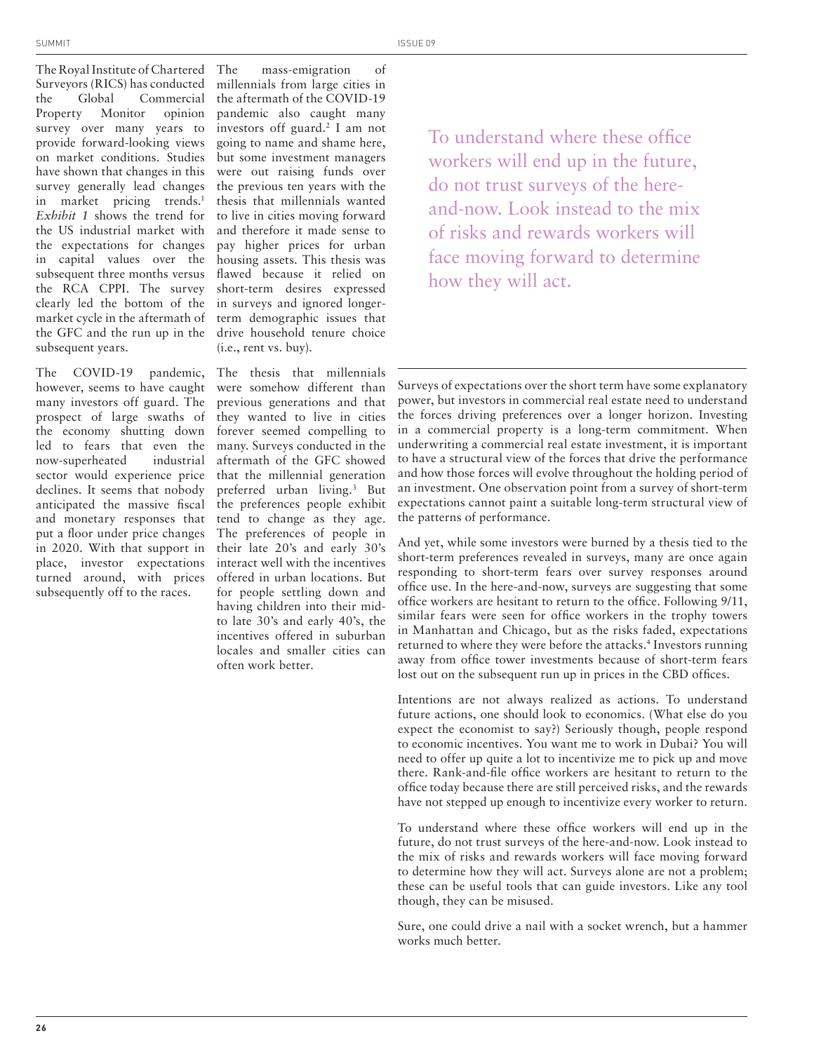The Royal Institute of Chartered Surveyors (RICS) has conducted the Global Commercial Property Monitor opinion survey over many years to provide forward-looking views on market conditions. Studies have shown that changes in this survey generally lead changes in market pricing trends.[1] *Exhibit 1* shows the trend for the US industrial market with the expectations for changes in capital values over the subsequent three months versus the RCA CPPI. The survey clearly led the bottom of the market cycle in the aftermath of the GFC and the run up in the subsequent years.

The COVID-19 pandemic, however, seems to have caught many investors off guard. The prospect of large swaths of the economy shutting down led to fears that even the now-superheated industrial sector would experience price declines. It seems that nobody anticipated the massive fiscal and monetary responses that put a floor under price changes in 2020. With that support in place, investor expectations turned around, with prices subsequently off to the races.

The mass-emigration of millennials from large cities in the aftermath of the COVID-19 pandemic also caught many investors off guard.[2] I am not going to name and shame here, but some investment managers were out raising funds over the previous ten years with the thesis that millennials wanted to live in cities moving forward and therefore it made sense to pay higher prices for urban housing assets. This thesis was flawed because it relied on short-term desires expressed in surveys and ignored longer-term demographic issues that drive household tenure choice (i.e., rent vs. buy).

The thesis that millennials were somehow different than previous generations and that they wanted to live in cities forever seemed compelling to many. Surveys conducted in the aftermath of the GFC showed that the millennial generation preferred urban living.[3] But the preferences people exhibit tend to change as they age. The preferences of people in their late 20's and early 30's interact well with the incentives offered in urban locations. But for people settling down and having children into their mid- to late 30's and early 40's, the incentives offered in suburban locales and smaller cities can often work better.

> To understand where these office workers will end up in the future, do not trust surveys of the here-and-now. Look instead to the mix of risks and rewards workers will face moving forward to determine how they will act.

Surveys of expectations over the short term have some explanatory power, but investors in commercial real estate need to understand the forces driving preferences over a longer horizon. Investing in a commercial property is a long-term commitment. When underwriting a commercial real estate investment, it is important to have a structural view of the forces that drive the performance and how those forces will evolve throughout the holding period of an investment. One observation point from a survey of short-term expectations cannot paint a suitable long-term structural view of the patterns of performance.

And yet, while some investors were burned by a thesis tied to the short-term preferences revealed in surveys, many are once again responding to short-term fears over survey responses around office use. In the here-and-now, surveys are suggesting that some office workers are hesitant to return to the office. Following 9/11, similar fears were seen for office workers in the trophy towers in Manhattan and Chicago, but as the risks faded, expectations returned to where they were before the attacks.[4] Investors running away from office tower investments because of short-term fears lost out on the subsequent run up in prices in the CBD offices.

Intentions are not always realized as actions. To understand future actions, one should look to economics. (What else do you expect the economist to say?) Seriously though, people respond to economic incentives. You want me to work in Dubai? You will need to offer up quite a lot to incentivize me to pick up and move there. Rank-and-file office workers are hesitant to return to the office today because there are still perceived risks, and the rewards have not stepped up enough to incentivize every worker to return.

To understand where these office workers will end up in the future, do not trust surveys of the here-and-now. Look instead to the mix of risks and rewards workers will face moving forward to determine how they will act. Surveys alone are not a problem; these can be useful tools that can guide investors. Like any tool though, they can be misused.

Sure, one could drive a nail with a socket wrench, but a hammer works much better.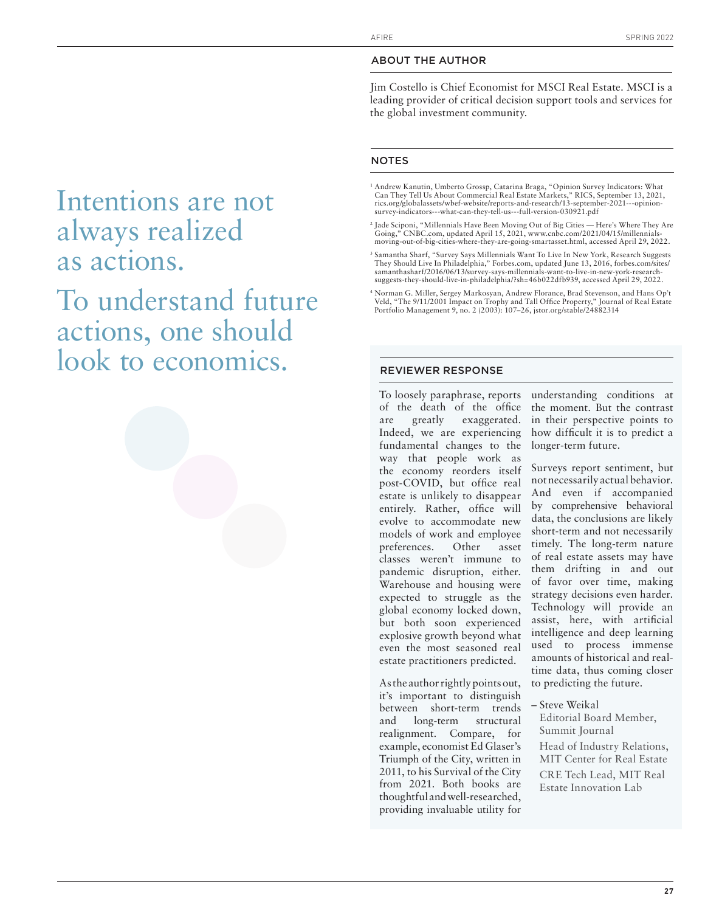Intentions are not always realized as actions.

To understand future actions, one should look to economics.

## ABOUT THE AUTHOR

Jim Costello is Chief Economist for MSCI Real Estate. MSCI is a leading provider of critical decision support tools and services for the global investment community.

## NOTES

[1] Andrew Kanutin, Umberto Grossp, Catarina Braga, "Opinion Survey Indicators: What Can They Tell Us About Commercial Real Estate Markets," RICS, September 13, 2021, rics.org/globalassets/wbef-website/reports-and-research/13-september-2021---opinion-survey-indicators---what-can-they-tell-us---full-version-030921.pdf

[2] Jade Sciponi, "Millennials Have Been Moving Out of Big Cities — Here's Where They Are Going," CNBC.com, updated April 15, 2021, www.cnbc.com/2021/04/15/millennials-moving-out-of-big-cities-where-they-are-going-smartasset.html, accessed April 29, 2022.

[3] Samantha Sharf, "Survey Says Millennials Want To Live In New York, Research Suggests They Should Live In Philadelphia," Forbes.com, updated June 13, 2016, forbes.com/sites/samanthasharf/2016/06/13/survey-says-millennials-want-to-live-in-new-york-research-suggests-they-should-live-in-philadelphia/?sh=46b022dfb939, accessed April 29, 2022.

[4] Norman G. Miller, Sergey Markosyan, Andrew Florance, Brad Stevenson, and Hans Op't Veld, "The 9/11/2001 Impact on Trophy and Tall Office Property," Journal of Real Estate Portfolio Management 9, no. 2 (2003): 107–26, jstor.org/stable/24882314

## REVIEWER RESPONSE

To loosely paraphrase, reports of the death of the office are greatly exaggerated. Indeed, we are experiencing fundamental changes to the way that people work as the economy reorders itself post-COVID, but office real estate is unlikely to disappear entirely. Rather, office will evolve to accommodate new models of work and employee preferences. Other asset classes weren't immune to pandemic disruption, either. Warehouse and housing were expected to struggle as the global economy locked down, but both soon experienced explosive growth beyond what even the most seasoned real estate practitioners predicted.

As the author rightly points out, it's important to distinguish between short-term trends and long-term structural realignment. Compare, for example, economist Ed Glaser's Triumph of the City, written in 2011, to his Survival of the City from 2021. Both books are thoughtful and well-researched, providing invaluable utility for understanding conditions at the moment. But the contrast in their perspective points to how difficult it is to predict a longer-term future.

Surveys report sentiment, but not necessarily actual behavior. And even if accompanied by comprehensive behavioral data, the conclusions are likely short-term and not necessarily timely. The long-term nature of real estate assets may have them drifting in and out of favor over time, making strategy decisions even harder. Technology will provide an assist, here, with artificial intelligence and deep learning used to process immense amounts of historical and real-time data, thus coming closer to predicting the future.

– Steve Weikal
Editorial Board Member, Summit Journal
Head of Industry Relations, MIT Center for Real Estate
CRE Tech Lead, MIT Real Estate Innovation Lab